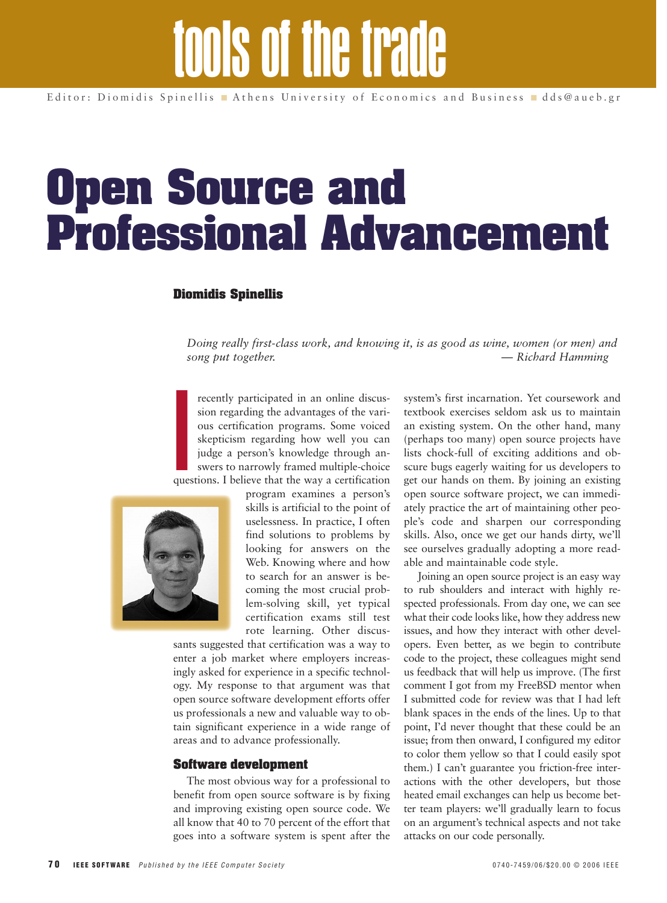# tools of the trade

Editor: Diomidis Spinellis ■ Athens University of Economics and Business ■ dds@aueb.gr

# Open Source and Professional Advancement

**Diomidis Spinellis**

*Doing really first-class work, and knowing it, is as good as wine, women (or men) and song put together.* — *Richard Hamming*

I recently participated in an online discussion regarding the advantages of the various certification programs. Some voiced skepticism regarding how well you can judge a person's knowledge through answers to narrowly framed multiple-choice questions. I believe that the way a certification program examines a person's skills is artificial to the point of uselessness. In practice, I often find solutions to problems by looking for answers on the Web. Knowing where and how to search for an answer is becoming the most crucial problem-solving skill, yet typical certification exams still test rote learning. Other discussants suggested that certification was a way to enter a job market where employers increasingly asked for experience in a specific technology. My response to that argument was that open source software development efforts offer us professionals a new and valuable way to obtain significant experience in a wide range of areas and to advance professionally.

## Software development

The most obvious way for a professional to benefit from open source software is by fixing and improving existing open source code. We all know that 40 to 70 percent of the effort that goes into a software system is spent after the system's first incarnation. Yet coursework and textbook exercises seldom ask us to maintain an existing system. On the other hand, many (perhaps too many) open source projects have lists chock-full of exciting additions and obscure bugs eagerly waiting for us developers to get our hands on them. By joining an existing open source software project, we can immediately practice the art of maintaining other people's code and sharpen our corresponding skills. Also, once we get our hands dirty, we'll see ourselves gradually adopting a more readable and maintainable code style.

Joining an open source project is an easy way to rub shoulders and interact with highly respected professionals. From day one, we can see what their code looks like, how they address new issues, and how they interact with other developers. Even better, as we begin to contribute code to the project, these colleagues might send us feedback that will help us improve. (The first comment I got from my FreeBSD mentor when I submitted code for review was that I had left blank spaces in the ends of the lines. Up to that point, I'd never thought that these could be an issue; from then onward, I configured my editor to color them yellow so that I could easily spot them.) I can't guarantee you friction-free interactions with the other developers, but those heated email exchanges can help us become better team players: we'll gradually learn to focus on an argument's technical aspects and not take attacks on our code personally.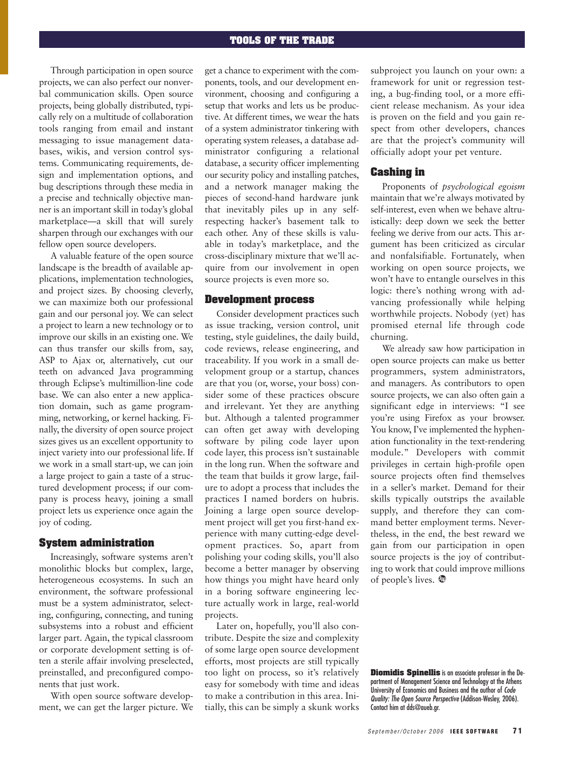Through participation in open source projects, we can also perfect our nonverbal communication skills. Open source projects, being globally distributed, typically rely on a multitude of collaboration tools ranging from email and instant messaging to issue management databases, wikis, and version control systems. Communicating requirements, design and implementation options, and bug descriptions through these media in a precise and technically objective manner is an important skill in today's global marketplace—a skill that will surely sharpen through our exchanges with our fellow open source developers.

A valuable feature of the open source landscape is the breadth of available applications, implementation technologies, and project sizes. By choosing cleverly, we can maximize both our professional gain and our personal joy. We can select a project to learn a new technology or to improve our skills in an existing one. We can thus transfer our skills from, say, ASP to Ajax or, alternatively, cut our teeth on advanced Java programming through Eclipse's multimillion-line code base. We can also enter a new application domain, such as game programming, networking, or kernel hacking. Finally, the diversity of open source project sizes gives us an excellent opportunity to inject variety into our professional life. If we work in a small start-up, we can join a large project to gain a taste of a structured development process; if our company is process heavy, joining a small project lets us experience once again the joy of coding.

## System administration

Increasingly, software systems aren't monolithic blocks but complex, large, heterogeneous ecosystems. In such an environment, the software professional must be a system administrator, selecting, configuring, connecting, and tuning subsystems into a robust and efficient larger part. Again, the typical classroom or corporate development setting is often a sterile affair involving preselected, preinstalled, and preconfigured components that just work.

With open source software development, we can get the larger picture. We get a chance to experiment with the components, tools, and our development environment, choosing and configuring a setup that works and lets us be productive. At different times, we wear the hats of a system administrator tinkering with operating system releases, a database administrator configuring a relational database, a security officer implementing our security policy and installing patches, and a network manager making the pieces of second-hand hardware junk that inevitably piles up in any self-respecting hacker's basement talk to each other. Any of these skills is valuable in today's marketplace, and the cross-disciplinary mixture that we'll acquire from our involvement in open source projects is even more so.

## Development process

Consider development practices such as issue tracking, version control, unit testing, style guidelines, the daily build, code reviews, release engineering, and traceability. If you work in a small development group or a startup, chances are that you (or, worse, your boss) consider some of these practices obscure and irrelevant. Yet they are anything but. Although a talented programmer can often get away with developing software by piling code layer upon code layer, this process isn't sustainable in the long run. When the software and the team that builds it grow large, failure to adopt a process that includes the practices I named borders on hubris. Joining a large open source development project will get you first-hand experience with many cutting-edge development practices. So, apart from polishing your coding skills, you'll also become a better manager by observing how things you might have heard only in a boring software engineering lecture actually work in large, real-world projects.

Later on, hopefully, you'll also contribute. Despite the size and complexity of some large open source development efforts, most projects are still typically too light on process, so it's relatively easy for somebody with time and ideas to make a contribution in this area. Initially, this can be simply a skunk works subproject you launch on your own: a framework for unit or regression testing, a bug-finding tool, or a more efficient release mechanism. As your idea is proven on the field and you gain respect from other developers, chances are that the project's community will officially adopt your pet venture.

## Cashing in

Proponents of *psychological egoism* maintain that we're always motivated by self-interest, even when we behave altruistically: deep down we seek the better feeling we derive from our acts. This argument has been criticized as circular and nonfalsifiable. Fortunately, when working on open source projects, we won't have to entangle ourselves in this logic: there's nothing wrong with advancing professionally while helping worthwhile projects. Nobody (yet) has promised eternal life through code churning.

We already saw how participation in open source projects can make us better programmers, system administrators, and managers. As contributors to open source projects, we can also often gain a significant edge in interviews: "I see you're using Firefox as your browser. You know, I've implemented the hyphenation functionality in the text-rendering module." Developers with commit privileges in certain high-profile open source projects often find themselves in a seller's market. Demand for their skills typically outstrips the available supply, and therefore they can command better employment terms. Nevertheless, in the end, the best reward we gain from our participation in open source projects is the joy of contributing to work that could improve millions of people's lives.

**Diomidis Spinellis** is an associate professor in the Department of Management Science and Technology at the Athens University of Economics and Business and the author of *Code Quality: The Open Source Perspective* (Addison-Wesley, 2006). Contact him at dds@aueb.gr.